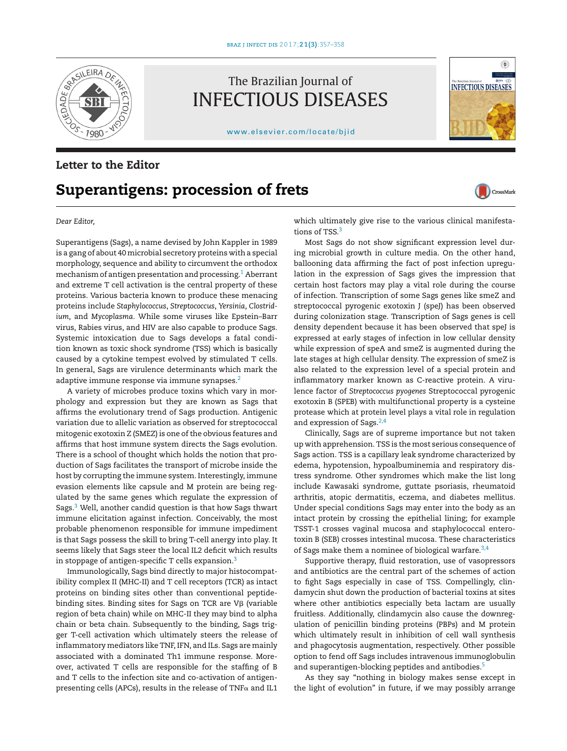### Letter to the Editor

# Superantigens: procession of frets

*Dear Editor,*

Superantigens (Sags), a name devised by John Kappler in 1989 is a gang of about 40 microbial secretory proteins with a special morphology, sequence and ability to circumvent the orthodox mechanism of antigen presentation and processing.[1] Aberrant and extreme T cell activation is the central property of these proteins. Various bacteria known to produce these menacing proteins include *Staphylococcus*, *Streptococcus*, *Yersinia*, *Clostridium*, and *Mycoplasma*. While some viruses like Epstein–Barr virus, Rabies virus, and HIV are also capable to produce Sags. Systemic intoxication due to Sags develops a fatal condition known as toxic shock syndrome (TSS) which is basically caused by a cytokine tempest evolved by stimulated T cells. In general, Sags are virulence determinants which mark the adaptive immune response via immune synapses.[2]

A variety of microbes produce toxins which vary in morphology and expression but they are known as Sags that affirms the evolutionary trend of Sags production. Antigenic variation due to allelic variation as observed for streptococcal mitogenic exotoxin Z (SMEZ) is one of the obvious features and affirms that host immune system directs the Sags evolution. There is a school of thought which holds the notion that production of Sags facilitates the transport of microbe inside the host by corrupting the immune system. Interestingly, immune evasion elements like capsule and M protein are being regulated by the same genes which regulate the expression of Sags.[3] Well, another candid question is that how Sags thwart immune elicitation against infection. Conceivably, the most probable phenomenon responsible for immune impediment is that Sags possess the skill to bring T-cell anergy into play. It seems likely that Sags steer the local IL2 deficit which results in stoppage of antigen-specific T cells expansion.[3]

Immunologically, Sags bind directly to major histocompatibility complex II (MHC-II) and T cell receptors (TCR) as intact proteins on binding sites other than conventional peptide-binding sites. Binding sites for Sags on TCR are V$\beta$ (variable region of beta chain) while on MHC-II they may bind to alpha chain or beta chain. Subsequently to the binding, Sags trigger T-cell activation which ultimately steers the release of inflammatory mediators like TNF, IFN, and ILs. Sags are mainly associated with a dominated Th1 immune response. Moreover, activated T cells are responsible for the staffing of B and T cells to the infection site and co-activation of antigen-presenting cells (APCs), results in the release of TNF$\alpha$ and IL1 which ultimately give rise to the various clinical manifestations of TSS.[3]

Most Sags do not show significant expression level during microbial growth in culture media. On the other hand, ballooning data affirming the fact of post infection upregulation in the expression of Sags gives the impression that certain host factors may play a vital role during the course of infection. Transcription of some Sags genes like smeZ and streptococcal pyrogenic exotoxin J (speJ) has been observed during colonization stage. Transcription of Sags genes is cell density dependent because it has been observed that speJ is expressed at early stages of infection in low cellular density while expression of speA and smeZ is augmented during the late stages at high cellular density. The expression of smeZ is also related to the expression level of a special protein and inflammatory marker known as C-reactive protein. A virulence factor of *Streptococcus pyogenes* Streptococcal pyrogenic exotoxin B (SPEB) with multifunctional property is a cysteine protease which at protein level plays a vital role in regulation and expression of Sags.[2,4]

Clinically, Sags are of supreme importance but not taken up with apprehension. TSS is the most serious consequence of Sags action. TSS is a capillary leak syndrome characterized by edema, hypotension, hypoalbuminemia and respiratory distress syndrome. Other syndromes which make the list long include Kawasaki syndrome, guttate psoriasis, rheumatoid arthritis, atopic dermatitis, eczema, and diabetes mellitus. Under special conditions Sags may enter into the body as an intact protein by crossing the epithelial lining; for example TSST-1 crosses vaginal mucosa and staphylococcal enterotoxin B (SEB) crosses intestinal mucosa. These characteristics of Sags make them a nominee of biological warfare.[3,4]

Supportive therapy, fluid restoration, use of vasopressors and antibiotics are the central part of the schemes of action to fight Sags especially in case of TSS. Compellingly, clindamycin shut down the production of bacterial toxins at sites where other antibiotics especially beta lactam are usually fruitless. Additionally, clindamycin also cause the downregulation of penicillin binding proteins (PBPs) and M protein which ultimately result in inhibition of cell wall synthesis and phagocytosis augmentation, respectively. Other possible option to fend off Sags includes intravenous immunoglobulin and superantigen-blocking peptides and antibodies.[5]

As they say "nothing in biology makes sense except in the light of evolution" in future, if we may possibly arrange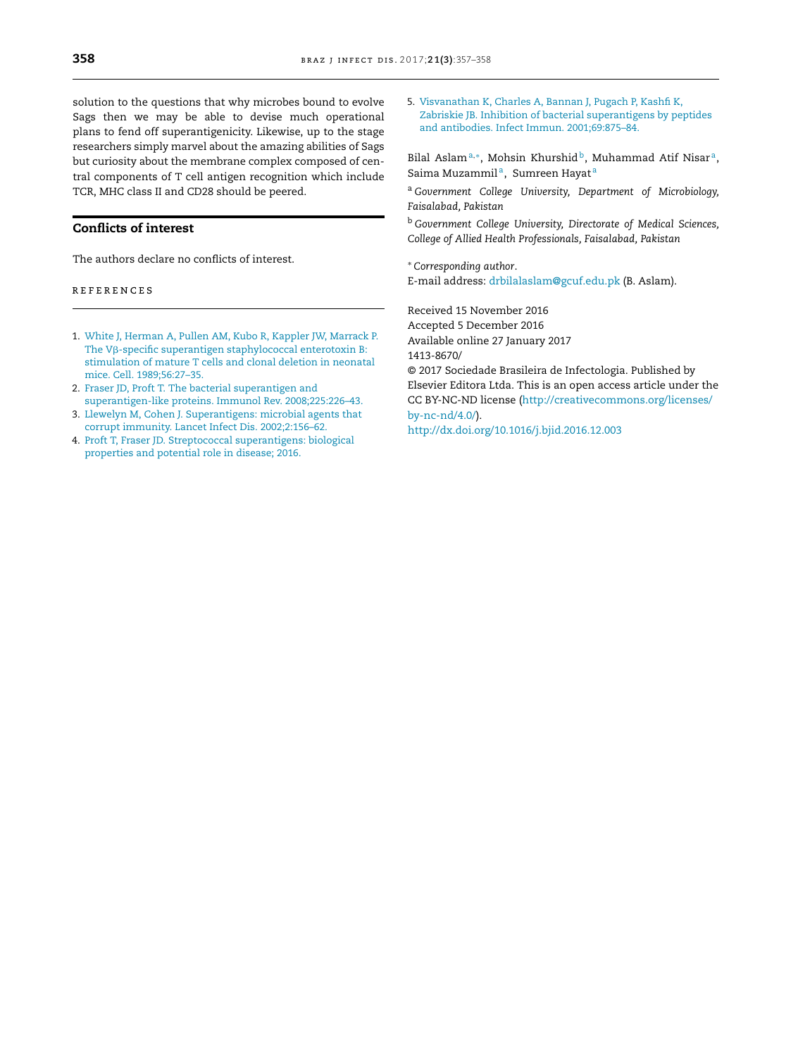solution to the questions that why microbes bound to evolve Sags then we may be able to devise much operational plans to fend off superantigenicity. Likewise, up to the stage researchers simply marvel about the amazing abilities of Sags but curiosity about the membrane complex composed of central components of T cell antigen recognition which include TCR, MHC class II and CD28 should be peered.

## Conflicts of interest

The authors declare no conflicts of interest.

## REFERENCES

1. White J, Herman A, Pullen AM, Kubo R, Kappler JW, Marrack P. The Vβ-specific superantigen staphylococcal enterotoxin B: stimulation of mature T cells and clonal deletion in neonatal mice. Cell. 1989;56:27–35.
2. Fraser JD, Proft T. The bacterial superantigen and superantigen-like proteins. Immunol Rev. 2008;225:226–43.
3. Llewelyn M, Cohen J. Superantigens: microbial agents that corrupt immunity. Lancet Infect Dis. 2002;2:156–62.
4. Proft T, Fraser JD. Streptococcal superantigens: biological properties and potential role in disease; 2016.
5. Visvanathan K, Charles A, Bannan J, Pugach P, Kashfi K, Zabriskie JB. Inhibition of bacterial superantigens by peptides and antibodies. Infect Immun. 2001;69:875–84.

Bilal Aslam[a,*], Mohsin Khurshid[b], Muhammad Atif Nisar[a], Saima Muzammil[a], Sumreen Hayat[a]

[a] *Government College University, Department of Microbiology, Faisalabad, Pakistan*

[b] *Government College University, Directorate of Medical Sciences, College of Allied Health Professionals, Faisalabad, Pakistan*

\* *Corresponding author.*
E-mail address: drbilalaslam@gcuf.edu.pk (B. Aslam).

Received 15 November 2016
Accepted 5 December 2016
Available online 27 January 2017
1413-8670/
© 2017 Sociedade Brasileira de Infectologia. Published by Elsevier Editora Ltda. This is an open access article under the CC BY-NC-ND license (http://creativecommons.org/licenses/by-nc-nd/4.0/).
http://dx.doi.org/10.1016/j.bjid.2016.12.003